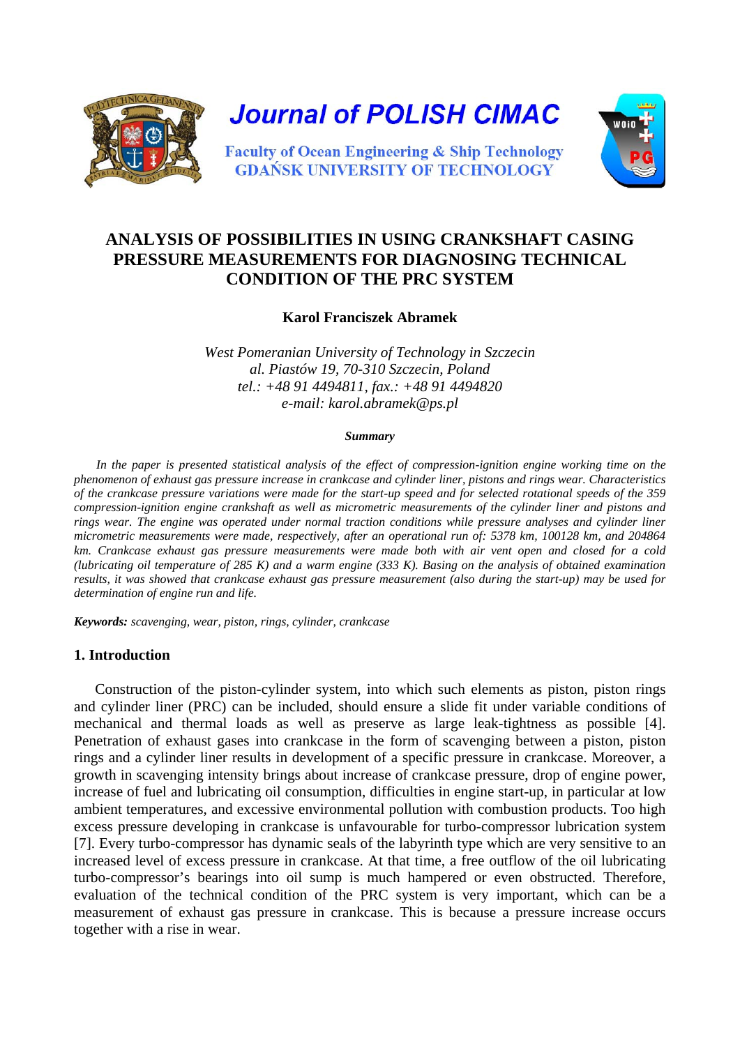Journal of POLISH CIMAC

Faculty of Ocean Engineering & Ship Technology
GDAŃSK UNIVERSITY OF TECHNOLOGY

# ANALYSIS OF POSSIBILITIES IN USING CRANKSHAFT CASING PRESSURE MEASUREMENTS FOR DIAGNOSING TECHNICAL CONDITION OF THE PRC SYSTEM

**Karol Franciszek Abramek**

*West Pomeranian University of Technology in Szczecin*
*al. Piastów 19, 70-310 Szczecin, Poland*
*tel.: +48 91 4494811, fax.: +48 91 4494820*
*e-mail: karol.abramek@ps.pl*

***Summary***

*In the paper is presented statistical analysis of the effect of compression-ignition engine working time on the phenomenon of exhaust gas pressure increase in crankcase and cylinder liner, pistons and rings wear. Characteristics of the crankcase pressure variations were made for the start-up speed and for selected rotational speeds of the 359 compression-ignition engine crankshaft as well as micrometric measurements of the cylinder liner and pistons and rings wear. The engine was operated under normal traction conditions while pressure analyses and cylinder liner micrometric measurements were made, respectively, after an operational run of: 5378 km, 100128 km, and 204864 km. Crankcase exhaust gas pressure measurements were made both with air vent open and closed for a cold (lubricating oil temperature of 285 K) and a warm engine (333 K). Basing on the analysis of obtained examination results, it was showed that crankcase exhaust gas pressure measurement (also during the start-up) may be used for determination of engine run and life.*

***Keywords:*** *scavenging, wear, piston, rings, cylinder, crankcase*

## 1. Introduction

Construction of the piston-cylinder system, into which such elements as piston, piston rings and cylinder liner (PRC) can be included, should ensure a slide fit under variable conditions of mechanical and thermal loads as well as preserve as large leak-tightness as possible [4]. Penetration of exhaust gases into crankcase in the form of scavenging between a piston, piston rings and a cylinder liner results in development of a specific pressure in crankcase. Moreover, a growth in scavenging intensity brings about increase of crankcase pressure, drop of engine power, increase of fuel and lubricating oil consumption, difficulties in engine start-up, in particular at low ambient temperatures, and excessive environmental pollution with combustion products. Too high excess pressure developing in crankcase is unfavourable for turbo-compressor lubrication system [7]. Every turbo-compressor has dynamic seals of the labyrinth type which are very sensitive to an increased level of excess pressure in crankcase. At that time, a free outflow of the oil lubricating turbo-compressor's bearings into oil sump is much hampered or even obstructed. Therefore, evaluation of the technical condition of the PRC system is very important, which can be a measurement of exhaust gas pressure in crankcase. This is because a pressure increase occurs together with a rise in wear.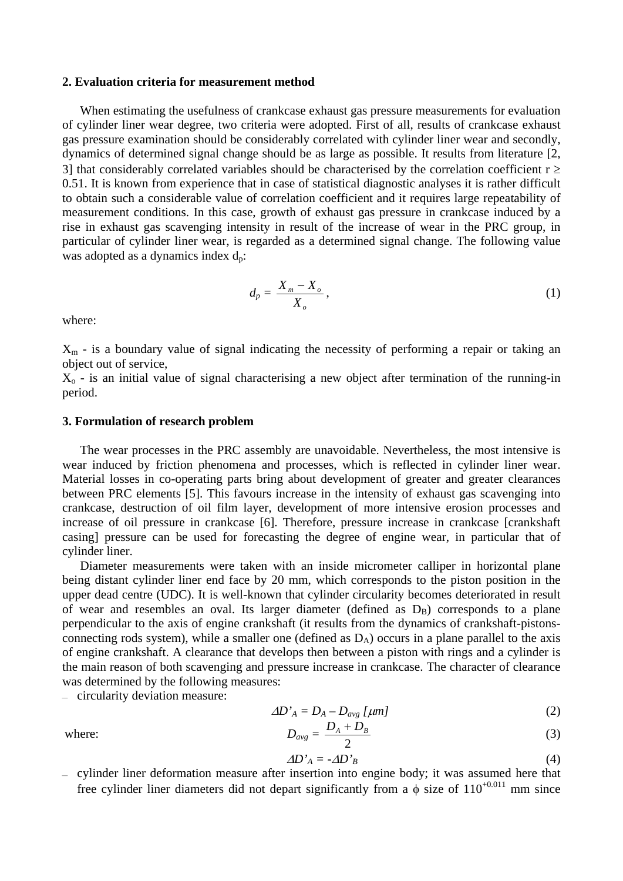## 2. Evaluation criteria for measurement method

When estimating the usefulness of crankcase exhaust gas pressure measurements for evaluation of cylinder liner wear degree, two criteria were adopted. First of all, results of crankcase exhaust gas pressure examination should be considerably correlated with cylinder liner wear and secondly, dynamics of determined signal change should be as large as possible. It results from literature [2, 3] that considerably correlated variables should be characterised by the correlation coefficient $r \geq 0.51$. It is known from experience that in case of statistical diagnostic analyses it is rather difficult to obtain such a considerable value of correlation coefficient and it requires large repeatability of measurement conditions. In this case, growth of exhaust gas pressure in crankcase induced by a rise in exhaust gas scavenging intensity in result of the increase of wear in the PRC group, in particular of cylinder liner wear, is regarded as a determined signal change. The following value was adopted as a dynamics index $d_p$:

$$d_p = \frac{X_m - X_o}{X_o}, \tag{1}$$

where:

$X_m$ - is a boundary value of signal indicating the necessity of performing a repair or taking an object out of service,
$X_o$ - is an initial value of signal characterising a new object after termination of the running-in period.

## 3. Formulation of research problem

The wear processes in the PRC assembly are unavoidable. Nevertheless, the most intensive is wear induced by friction phenomena and processes, which is reflected in cylinder liner wear. Material losses in co-operating parts bring about development of greater and greater clearances between PRC elements [5]. This favours increase in the intensity of exhaust gas scavenging into crankcase, destruction of oil film layer, development of more intensive erosion processes and increase of oil pressure in crankcase [6]. Therefore, pressure increase in crankcase [crankshaft casing] pressure can be used for forecasting the degree of engine wear, in particular that of cylinder liner.

Diameter measurements were taken with an inside micrometer calliper in horizontal plane being distant cylinder liner end face by 20 mm, which corresponds to the piston position in the upper dead centre (UDC). It is well-known that cylinder circularity becomes deteriorated in result of wear and resembles an oval. Its larger diameter (defined as $D_B$) corresponds to a plane perpendicular to the axis of engine crankshaft (it results from the dynamics of crankshaft-pistons-connecting rods system), while a smaller one (defined as $D_A$) occurs in a plane parallel to the axis of engine crankshaft. A clearance that develops then between a piston with rings and a cylinder is the main reason of both scavenging and pressure increase in crankcase. The character of clearance was determined by the following measures:

- circularity deviation measure:

$$\Delta D'_A = D_A - D_{avg} \ [\mu m] \tag{2}$$

where:

$$D_{avg} = \frac{D_A + D_B}{2} \tag{3}$$

$$\Delta D'_A = -\Delta D'_B \tag{4}$$

- cylinder liner deformation measure after insertion into engine body; it was assumed here that free cylinder liner diameters did not depart significantly from a $\phi$ size of $110^{+0.011}$ mm since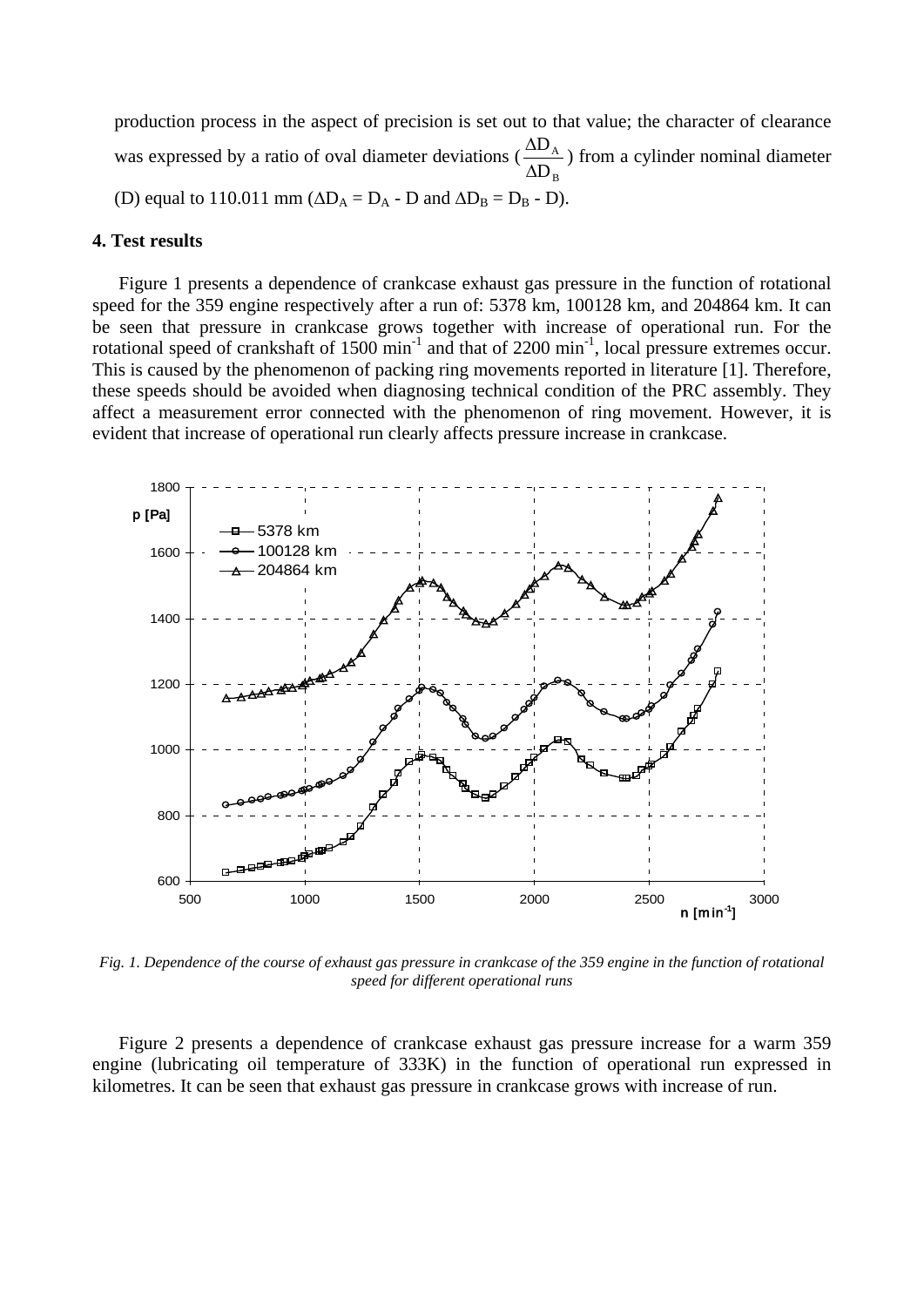production process in the aspect of precision is set out to that value; the character of clearance was expressed by a ratio of oval diameter deviations ($\frac{\Delta D_A}{\Delta D_B}$) from a cylinder nominal diameter (D) equal to 110.011 mm ($\Delta D_A = D_A - D$ and $\Delta D_B = D_B - D$).

### 4. Test results

Figure 1 presents a dependence of crankcase exhaust gas pressure in the function of rotational speed for the 359 engine respectively after a run of: 5378 km, 100128 km, and 204864 km. It can be seen that pressure in crankcase grows together with increase of operational run. For the rotational speed of crankshaft of 1500 $min^{-1}$ and that of 2200 $min^{-1}$, local pressure extremes occur. This is caused by the phenomenon of packing ring movements reported in literature [1]. Therefore, these speeds should be avoided when diagnosing technical condition of the PRC assembly. They affect a measurement error connected with the phenomenon of ring movement. However, it is evident that increase of operational run clearly affects pressure increase in crankcase.

*Fig. 1. Dependence of the course of exhaust gas pressure in crankcase of the 359 engine in the function of rotational speed for different operational runs*

Figure 2 presents a dependence of crankcase exhaust gas pressure increase for a warm 359 engine (lubricating oil temperature of 333K) in the function of operational run expressed in kilometres. It can be seen that exhaust gas pressure in crankcase grows with increase of run.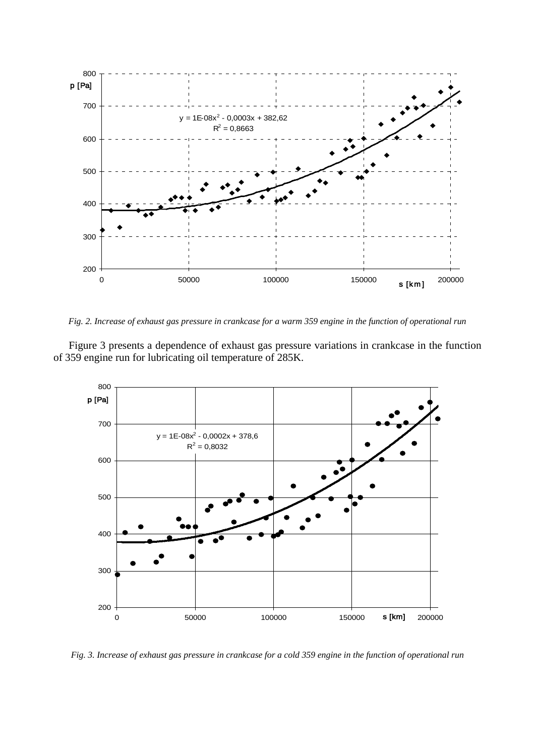*Fig. 2. Increase of exhaust gas pressure in crankcase for a warm 359 engine in the function of operational run*

Figure 3 presents a dependence of exhaust gas pressure variations in crankcase in the function of 359 engine run for lubricating oil temperature of 285K.

*Fig. 3. Increase of exhaust gas pressure in crankcase for a cold 359 engine in the function of operational run*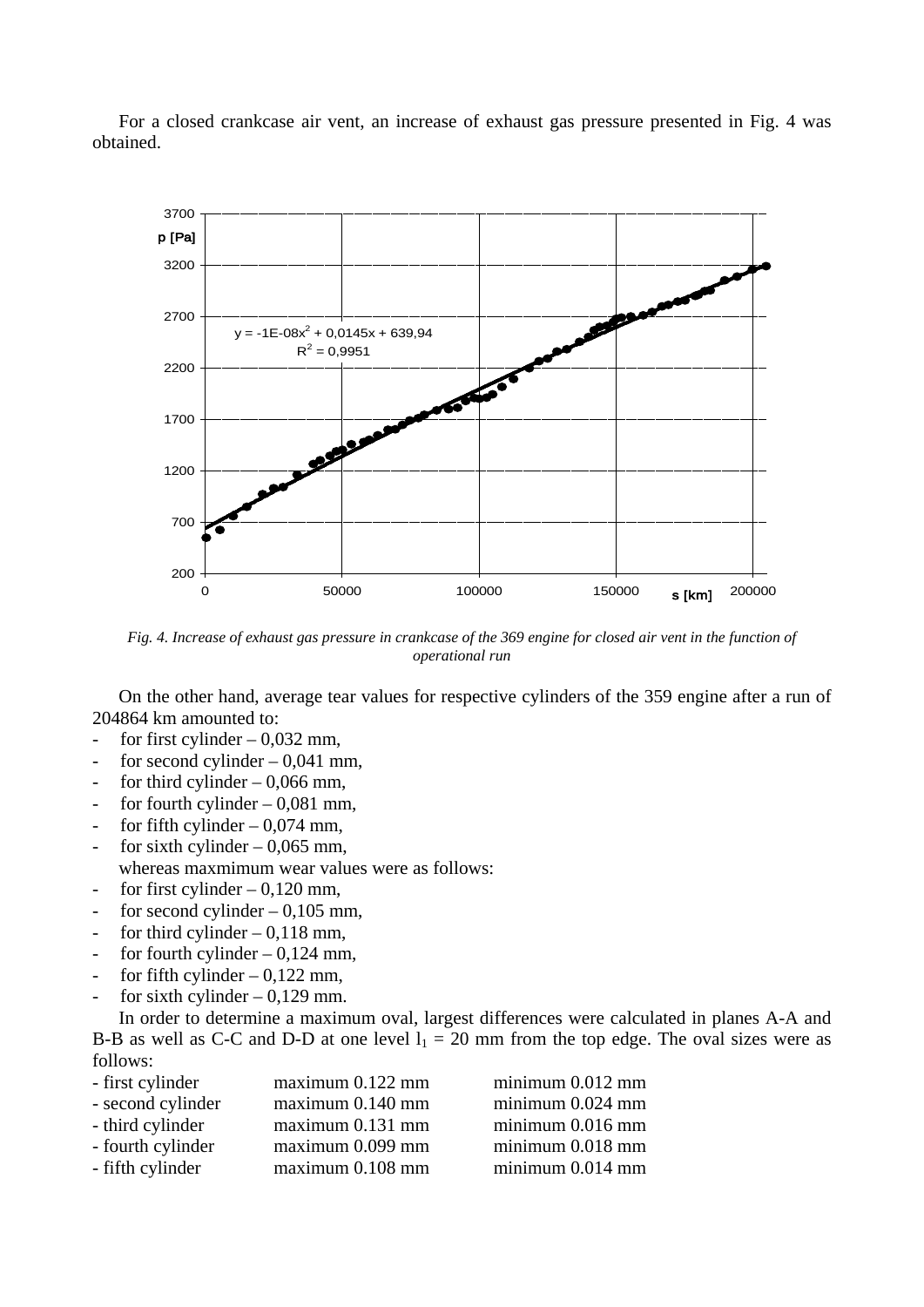For a closed crankcase air vent, an increase of exhaust gas pressure presented in Fig. 4 was obtained.

*Fig. 4. Increase of exhaust gas pressure in crankcase of the 369 engine for closed air vent in the function of operational run*

On the other hand, average tear values for respective cylinders of the 359 engine after a run of 204864 km amounted to:

- for first cylinder – 0,032 mm,
- for second cylinder – 0,041 mm,
- for third cylinder – 0,066 mm,
- for fourth cylinder – 0,081 mm,
- for fifth cylinder – 0,074 mm,
- for sixth cylinder – 0,065 mm,

whereas maxmimum wear values were as follows:

- for first cylinder – 0,120 mm,
- for second cylinder – 0,105 mm,
- for third cylinder – 0,118 mm,
- for fourth cylinder – 0,124 mm,
- for fifth cylinder – 0,122 mm,
- for sixth cylinder – 0,129 mm.

In order to determine a maximum oval, largest differences were calculated in planes A-A and B-B as well as C-C and D-D at one level $l_1$ = 20 mm from the top edge. The oval sizes were as follows:

| | | |
|---|---|---|
| - first cylinder | maximum 0.122 mm | minimum 0.012 mm |
| - second cylinder | maximum 0.140 mm | minimum 0.024 mm |
| - third cylinder | maximum 0.131 mm | minimum 0.016 mm |
| - fourth cylinder | maximum 0.099 mm | minimum 0.018 mm |
| - fifth cylinder | maximum 0.108 mm | minimum 0.014 mm |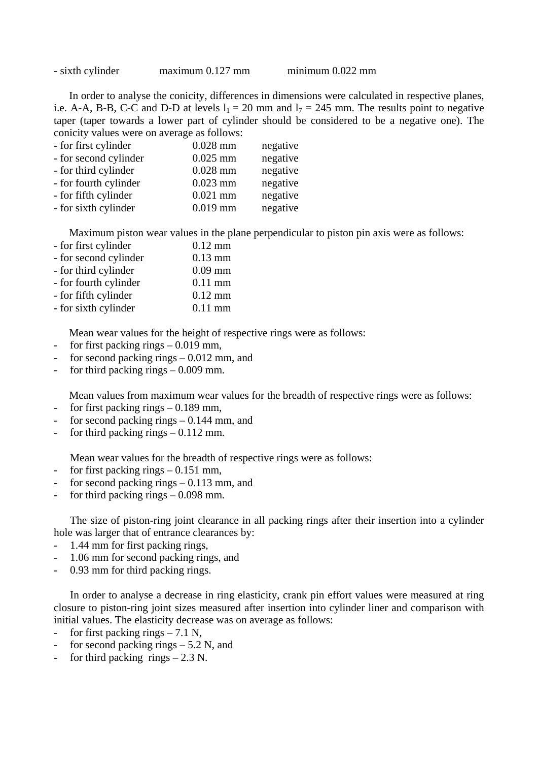- sixth cylinder maximum 0.127 mm minimum 0.022 mm

In order to analyse the conicity, differences in dimensions were calculated in respective planes, i.e. A-A, B-B, C-C and D-D at levels $l_1$ = 20 mm and $l_7$ = 245 mm. The results point to negative taper (taper towards a lower part of cylinder should be considered to be a negative one). The conicity values were on average as follows:

- for first cylinder 0.028 mm negative
- for second cylinder 0.025 mm negative
- for third cylinder 0.028 mm negative
- for fourth cylinder 0.023 mm negative
- for fifth cylinder 0.021 mm negative
- for sixth cylinder 0.019 mm negative

Maximum piston wear values in the plane perpendicular to piston pin axis were as follows:

- for first cylinder 0.12 mm
- for second cylinder 0.13 mm
- for third cylinder 0.09 mm
- for fourth cylinder 0.11 mm
- for fifth cylinder 0.12 mm
- for sixth cylinder 0.11 mm

Mean wear values for the height of respective rings were as follows:

- for first packing rings – 0.019 mm,
- for second packing rings – 0.012 mm, and
- for third packing rings – 0.009 mm.

Mean values from maximum wear values for the breadth of respective rings were as follows:

- for first packing rings – 0.189 mm,
- for second packing rings – 0.144 mm, and
- for third packing rings – 0.112 mm.

Mean wear values for the breadth of respective rings were as follows:

- for first packing rings – 0.151 mm,
- for second packing rings – 0.113 mm, and
- for third packing rings – 0.098 mm.

The size of piston-ring joint clearance in all packing rings after their insertion into a cylinder hole was larger that of entrance clearances by:

- 1.44 mm for first packing rings,
- 1.06 mm for second packing rings, and
- 0.93 mm for third packing rings.

In order to analyse a decrease in ring elasticity, crank pin effort values were measured at ring closure to piston-ring joint sizes measured after insertion into cylinder liner and comparison with initial values. The elasticity decrease was on average as follows:

- for first packing rings – 7.1 N,
- for second packing rings – 5.2 N, and
- for third packing rings – 2.3 N.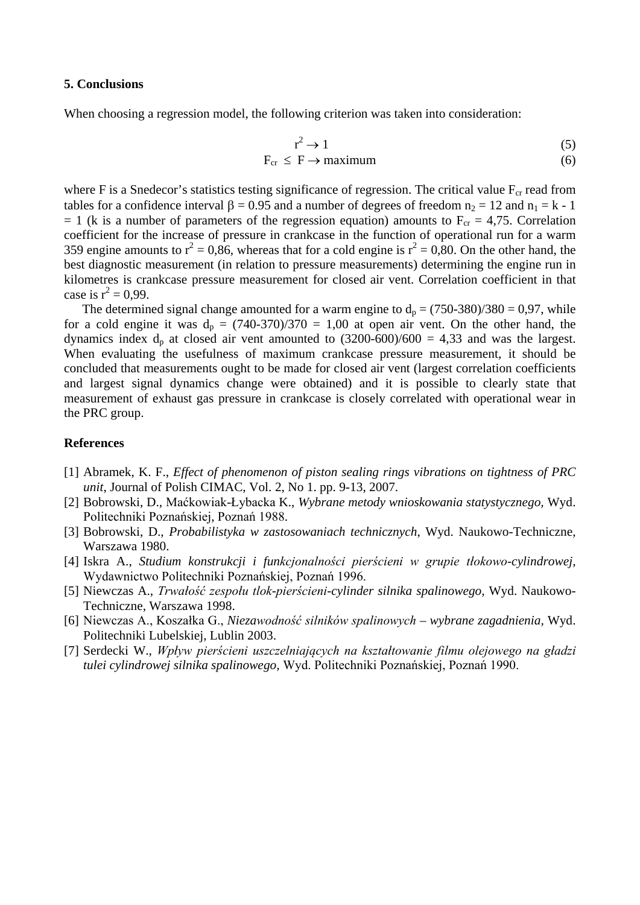## 5. Conclusions

When choosing a regression model, the following criterion was taken into consideration:

$$r^2 \rightarrow 1 \tag{5}$$

$$F_{cr} \leq F \rightarrow \text{maximum} \tag{6}$$

where F is a Snedecor's statistics testing significance of regression. The critical value $F_{cr}$ read from tables for a confidence interval $\beta = 0.95$ and a number of degrees of freedom $n_2 = 12$ and $n_1 = k - 1 = 1$ (k is a number of parameters of the regression equation) amounts to $F_{cr} = 4{,}75$. Correlation coefficient for the increase of pressure in crankcase in the function of operational run for a warm 359 engine amounts to $r^2 = 0{,}86$, whereas that for a cold engine is $r^2 = 0{,}80$. On the other hand, the best diagnostic measurement (in relation to pressure measurements) determining the engine run in kilometres is crankcase pressure measurement for closed air vent. Correlation coefficient in that case is $r^2 = 0{,}99$.

The determined signal change amounted for a warm engine to $d_p = (750\text{-}380)/380 = 0{,}97$, while for a cold engine it was $d_p = (740\text{-}370)/370 = 1{,}00$ at open air vent. On the other hand, the dynamics index $d_p$ at closed air vent amounted to $(3200\text{-}600)/600 = 4{,}33$ and was the largest. When evaluating the usefulness of maximum crankcase pressure measurement, it should be concluded that measurements ought to be made for closed air vent (largest correlation coefficients and largest signal dynamics change were obtained) and it is possible to clearly state that measurement of exhaust gas pressure in crankcase is closely correlated with operational wear in the PRC group.

## References

[1] Abramek, K. F., *Effect of phenomenon of piston sealing rings vibrations on tightness of PRC unit*, Journal of Polish CIMAC, Vol. 2, No 1. pp. 9-13, 2007.

[2] Bobrowski, D., Maćkowiak-Łybacka K., *Wybrane metody wnioskowania statystycznego*, Wyd. Politechniki Poznańskiej, Poznań 1988.

[3] Bobrowski, D., *Probabilistyka w zastosowaniach technicznych*, Wyd. Naukowo-Techniczne, Warszawa 1980.

[4] Iskra A., *Studium konstrukcji i funkcjonalności pierścieni w grupie tłokowo-cylindrowej*, Wydawnictwo Politechniki Poznańskiej, Poznań 1996.

[5] Niewczas A., *Trwałość zespołu tlok-pierścieni-cylinder silnika spalinowego,* Wyd. Naukowo-Techniczne, Warszawa 1998.

[6] Niewczas A., Koszałka G., *Niezawodność silników spalinowych – wybrane zagadnienia,* Wyd. Politechniki Lubelskiej, Lublin 2003.

[7] Serdecki W., *Wpływ pierścieni uszczelniających na kształtowanie filmu olejowego na gładzi tulei cylindrowej silnika spalinowego*, Wyd. Politechniki Poznańskiej, Poznań 1990.